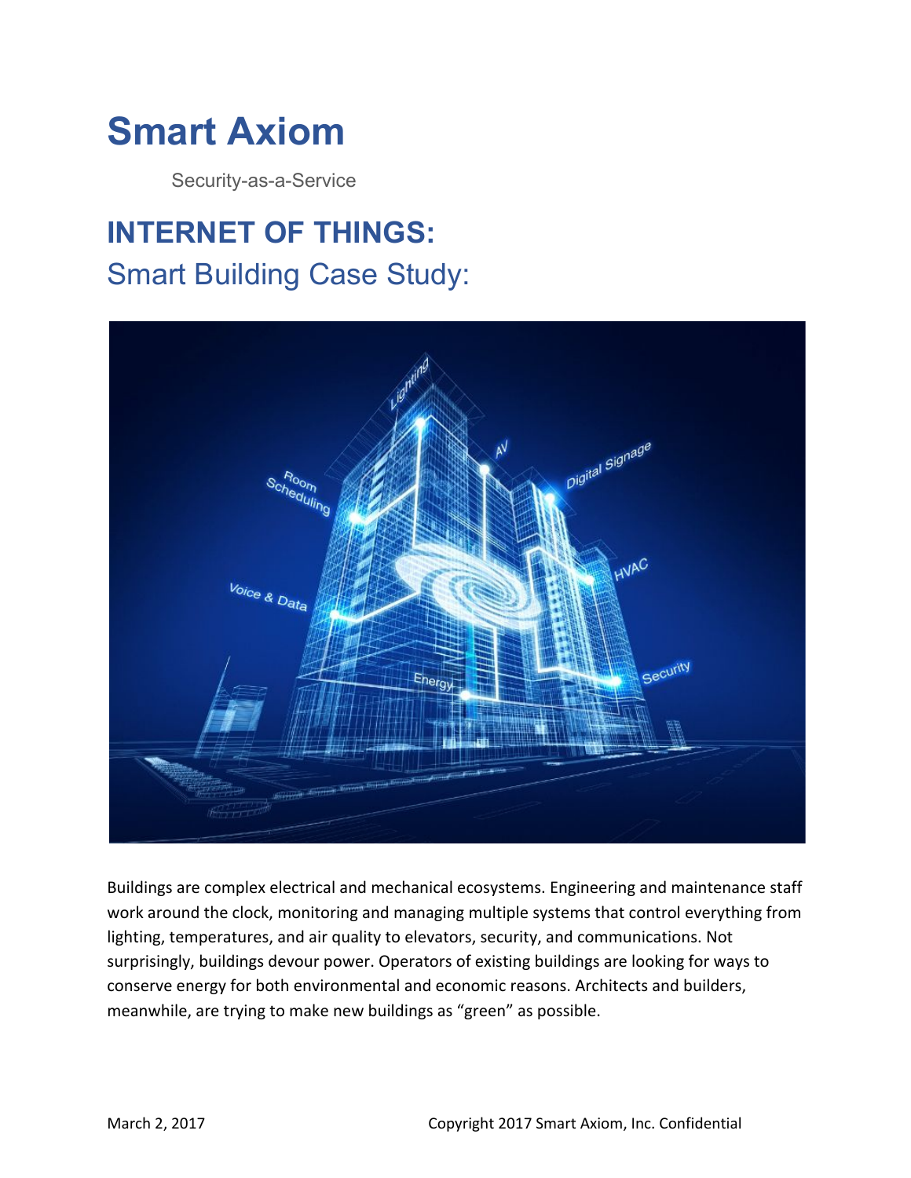# Smart Axiom

Security-as-a-Service

## INTERNET OF THINGS:

## Smart Building Case Study:

Buildings are complex electrical and mechanical ecosystems. Engineering and maintenance staff work around the clock, monitoring and managing multiple systems that control everything from lighting, temperatures, and air quality to elevators, security, and communications. Not surprisingly, buildings devour power. Operators of existing buildings are looking for ways to conserve energy for both environmental and economic reasons. Architects and builders, meanwhile, are trying to make new buildings as "green" as possible.

March 2, 2017 Copyright 2017 Smart Axiom, Inc. Confidential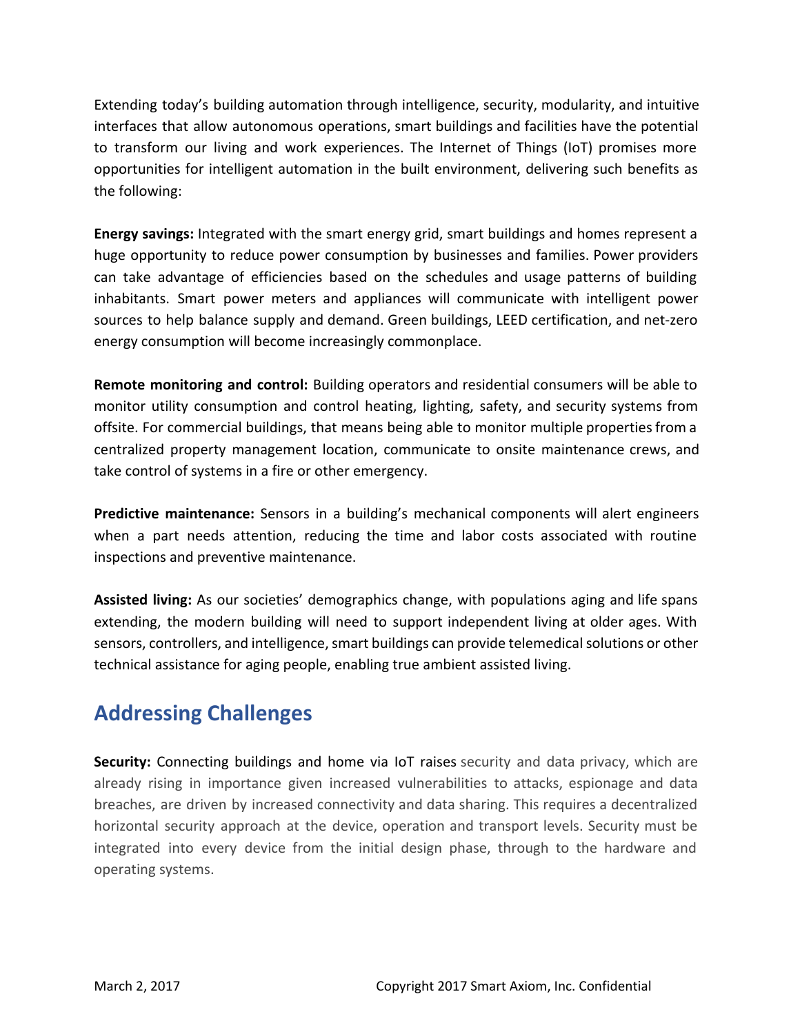Extending today's building automation through intelligence, security, modularity, and intuitive interfaces that allow autonomous operations, smart buildings and facilities have the potential to transform our living and work experiences. The Internet of Things (IoT) promises more opportunities for intelligent automation in the built environment, delivering such benefits as the following:

**Energy savings:** Integrated with the smart energy grid, smart buildings and homes represent a huge opportunity to reduce power consumption by businesses and families. Power providers can take advantage of efficiencies based on the schedules and usage patterns of building inhabitants. Smart power meters and appliances will communicate with intelligent power sources to help balance supply and demand. Green buildings, LEED certification, and net-zero energy consumption will become increasingly commonplace.

**Remote monitoring and control:** Building operators and residential consumers will be able to monitor utility consumption and control heating, lighting, safety, and security systems from offsite. For commercial buildings, that means being able to monitor multiple properties from a centralized property management location, communicate to onsite maintenance crews, and take control of systems in a fire or other emergency.

**Predictive maintenance:** Sensors in a building's mechanical components will alert engineers when a part needs attention, reducing the time and labor costs associated with routine inspections and preventive maintenance.

**Assisted living:** As our societies' demographics change, with populations aging and life spans extending, the modern building will need to support independent living at older ages. With sensors, controllers, and intelligence, smart buildings can provide telemedical solutions or other technical assistance for aging people, enabling true ambient assisted living.

## Addressing Challenges

**Security:** Connecting buildings and home via IoT raises security and data privacy, which are already rising in importance given increased vulnerabilities to attacks, espionage and data breaches, are driven by increased connectivity and data sharing. This requires a decentralized horizontal security approach at the device, operation and transport levels. Security must be integrated into every device from the initial design phase, through to the hardware and operating systems.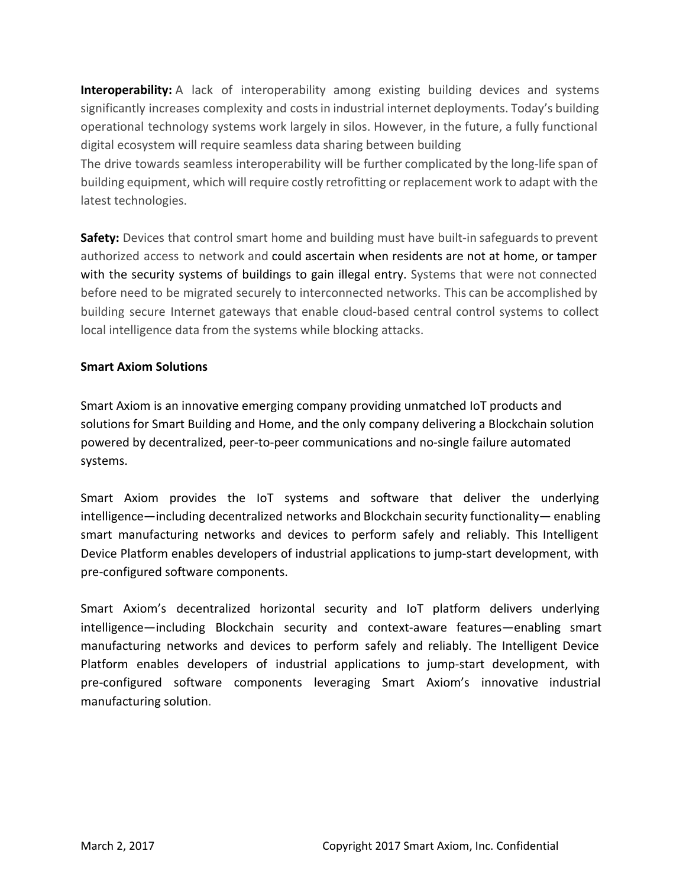**Interoperability:** A lack of interoperability among existing building devices and systems significantly increases complexity and costs in industrial internet deployments. Today's building operational technology systems work largely in silos. However, in the future, a fully functional digital ecosystem will require seamless data sharing between building

The drive towards seamless interoperability will be further complicated by the long-life span of building equipment, which will require costly retrofitting or replacement work to adapt with the latest technologies.

**Safety:** Devices that control smart home and building must have built-in safeguards to prevent authorized access to network and could ascertain when residents are not at home, or tamper with the security systems of buildings to gain illegal entry. Systems that were not connected before need to be migrated securely to interconnected networks. This can be accomplished by building secure Internet gateways that enable cloud-based central control systems to collect local intelligence data from the systems while blocking attacks.

**Smart Axiom Solutions**

Smart Axiom is an innovative emerging company providing unmatched IoT products and solutions for Smart Building and Home, and the only company delivering a Blockchain solution powered by decentralized, peer-to-peer communications and no-single failure automated systems.

Smart Axiom provides the IoT systems and software that deliver the underlying intelligence—including decentralized networks and Blockchain security functionality— enabling smart manufacturing networks and devices to perform safely and reliably. This Intelligent Device Platform enables developers of industrial applications to jump-start development, with pre-configured software components.

Smart Axiom's decentralized horizontal security and IoT platform delivers underlying intelligence—including Blockchain security and context-aware features—enabling smart manufacturing networks and devices to perform safely and reliably. The Intelligent Device Platform enables developers of industrial applications to jump-start development, with pre-configured software components leveraging Smart Axiom's innovative industrial manufacturing solution.

March 2, 2017 Copyright 2017 Smart Axiom, Inc. Confidential